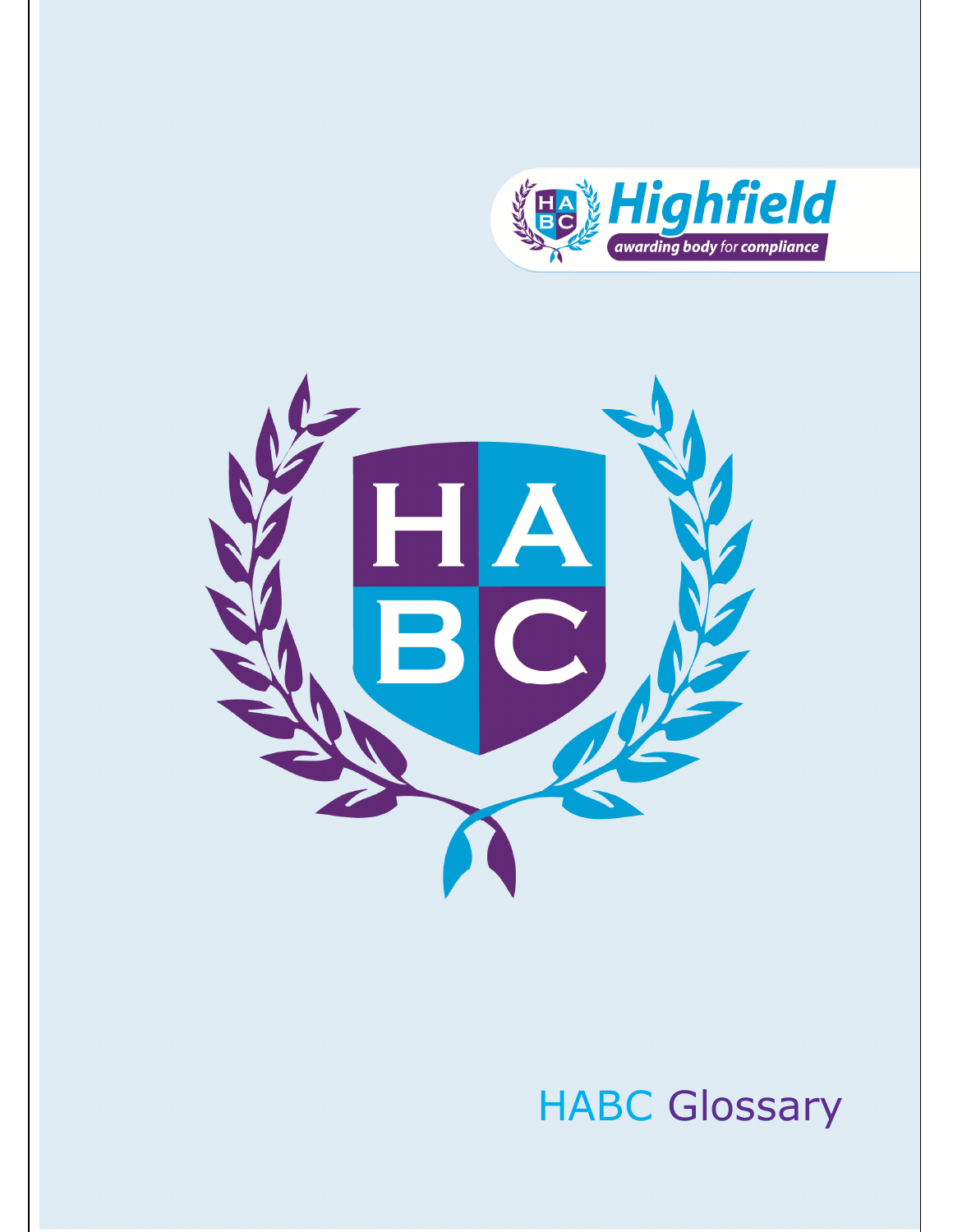Highfield

awarding body for compliance

# HABC Glossary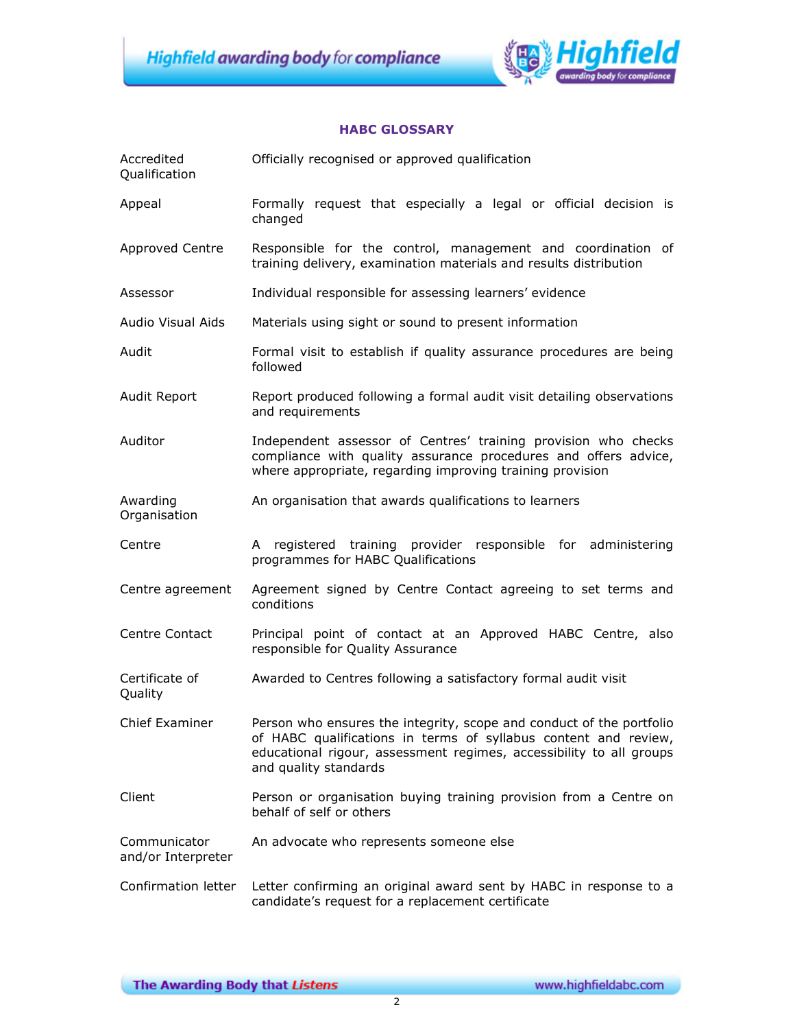# HABC GLOSSARY

| | |
|---|---|
| Accredited Qualification | Officially recognised or approved qualification |
| Appeal | Formally request that especially a legal or official decision is changed |
| Approved Centre | Responsible for the control, management and coordination of training delivery, examination materials and results distribution |
| Assessor | Individual responsible for assessing learners' evidence |
| Audio Visual Aids | Materials using sight or sound to present information |
| Audit | Formal visit to establish if quality assurance procedures are being followed |
| Audit Report | Report produced following a formal audit visit detailing observations and requirements |
| Auditor | Independent assessor of Centres' training provision who checks compliance with quality assurance procedures and offers advice, where appropriate, regarding improving training provision |
| Awarding Organisation | An organisation that awards qualifications to learners |
| Centre | A registered training provider responsible for administering programmes for HABC Qualifications |
| Centre agreement | Agreement signed by Centre Contact agreeing to set terms and conditions |
| Centre Contact | Principal point of contact at an Approved HABC Centre, also responsible for Quality Assurance |
| Certificate of Quality | Awarded to Centres following a satisfactory formal audit visit |
| Chief Examiner | Person who ensures the integrity, scope and conduct of the portfolio of HABC qualifications in terms of syllabus content and review, educational rigour, assessment regimes, accessibility to all groups and quality standards |
| Client | Person or organisation buying training provision from a Centre on behalf of self or others |
| Communicator and/or Interpreter | An advocate who represents someone else |
| Confirmation letter | Letter confirming an original award sent by HABC in response to a candidate's request for a replacement certificate |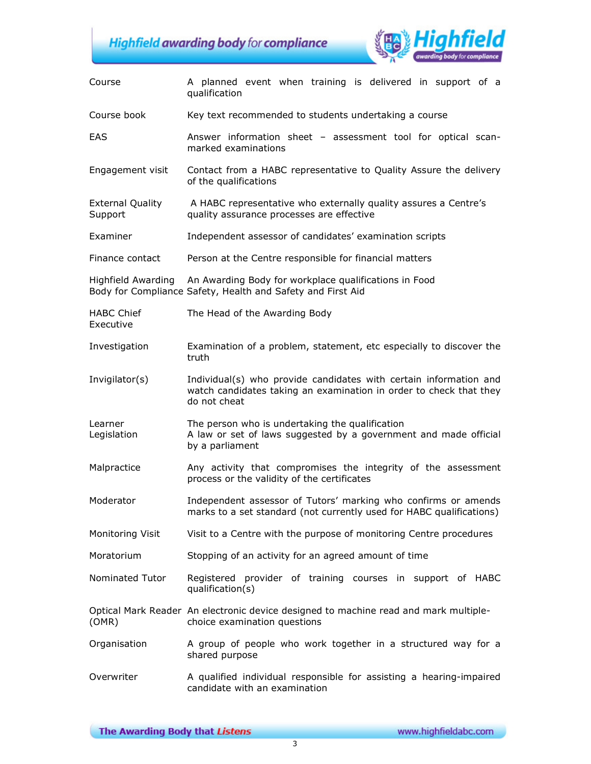| | |
|---|---|
| Course | A planned event when training is delivered in support of a qualification |
| Course book | Key text recommended to students undertaking a course |
| EAS | Answer information sheet – assessment tool for optical scan-marked examinations |
| Engagement visit | Contact from a HABC representative to Quality Assure the delivery of the qualifications |
| External Quality Support | A HABC representative who externally quality assures a Centre's quality assurance processes are effective |
| Examiner | Independent assessor of candidates' examination scripts |
| Finance contact | Person at the Centre responsible for financial matters |
| Highfield Awarding Body for Compliance | An Awarding Body for workplace qualifications in Food Safety, Health and Safety and First Aid |
| HABC Chief Executive | The Head of the Awarding Body |
| Investigation | Examination of a problem, statement, etc especially to discover the truth |
| Invigilator(s) | Individual(s) who provide candidates with certain information and watch candidates taking an examination in order to check that they do not cheat |
| Learner | The person who is undertaking the qualification |
| Legislation | A law or set of laws suggested by a government and made official by a parliament |
| Malpractice | Any activity that compromises the integrity of the assessment process or the validity of the certificates |
| Moderator | Independent assessor of Tutors' marking who confirms or amends marks to a set standard (not currently used for HABC qualifications) |
| Monitoring Visit | Visit to a Centre with the purpose of monitoring Centre procedures |
| Moratorium | Stopping of an activity for an agreed amount of time |
| Nominated Tutor | Registered provider of training courses in support of HABC qualification(s) |
| Optical Mark Reader (OMR) | An electronic device designed to machine read and mark multiple-choice examination questions |
| Organisation | A group of people who work together in a structured way for a shared purpose |
| Overwriter | A qualified individual responsible for assisting a hearing-impaired candidate with an examination |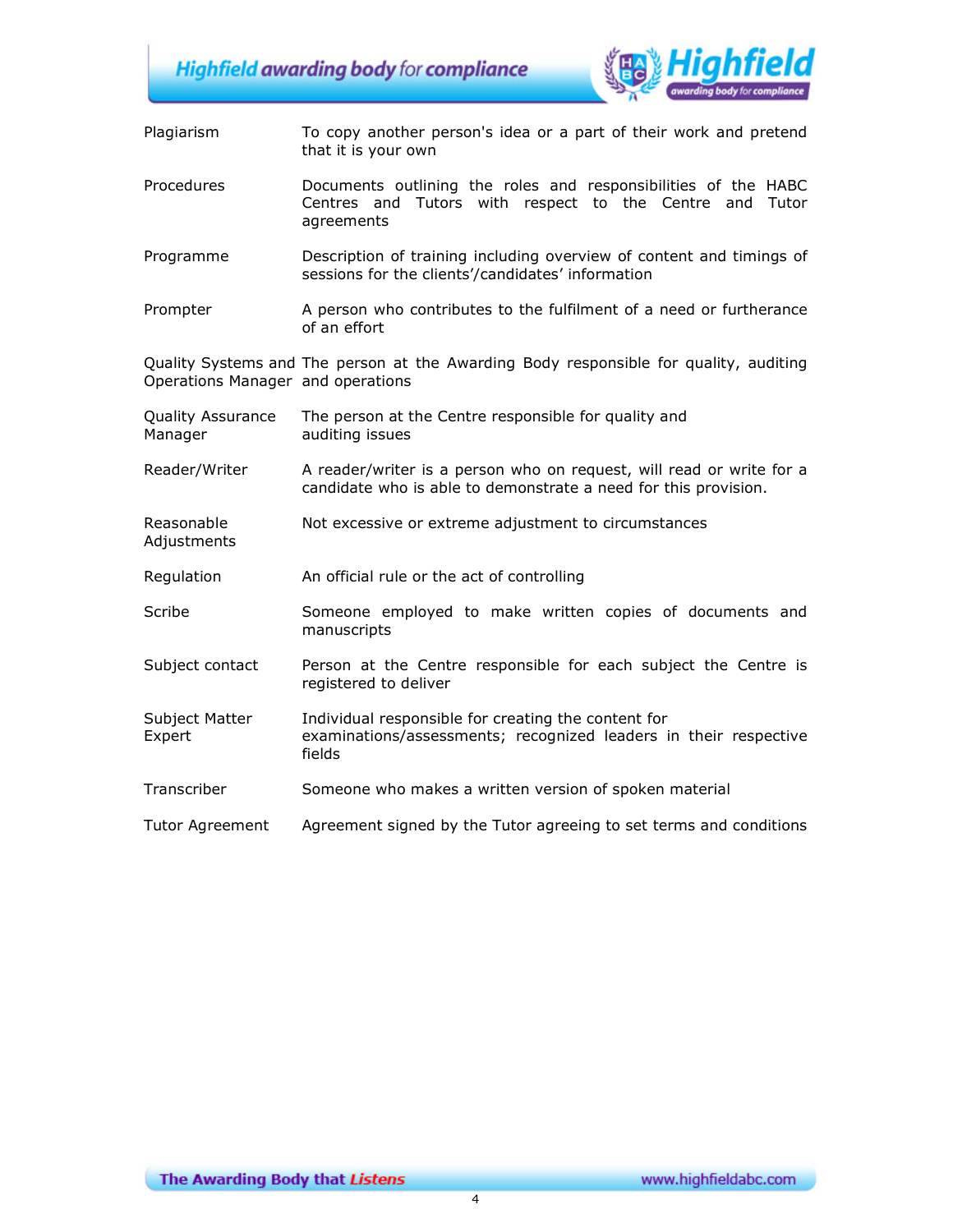| | |
|---|---|
| Plagiarism | To copy another person's idea or a part of their work and pretend that it is your own |
| Procedures | Documents outlining the roles and responsibilities of the HABC Centres and Tutors with respect to the Centre and Tutor agreements |
| Programme | Description of training including overview of content and timings of sessions for the clients'/candidates' information |
| Prompter | A person who contributes to the fulfilment of a need or furtherance of an effort |
| Quality Systems and Operations Manager | The person at the Awarding Body responsible for quality, auditing and operations |
| Quality Assurance Manager | The person at the Centre responsible for quality and auditing issues |
| Reader/Writer | A reader/writer is a person who on request, will read or write for a candidate who is able to demonstrate a need for this provision. |
| Reasonable Adjustments | Not excessive or extreme adjustment to circumstances |
| Regulation | An official rule or the act of controlling |
| Scribe | Someone employed to make written copies of documents and manuscripts |
| Subject contact | Person at the Centre responsible for each subject the Centre is registered to deliver |
| Subject Matter Expert | Individual responsible for creating the content for examinations/assessments; recognized leaders in their respective fields |
| Transcriber | Someone who makes a written version of spoken material |
| Tutor Agreement | Agreement signed by the Tutor agreeing to set terms and conditions |